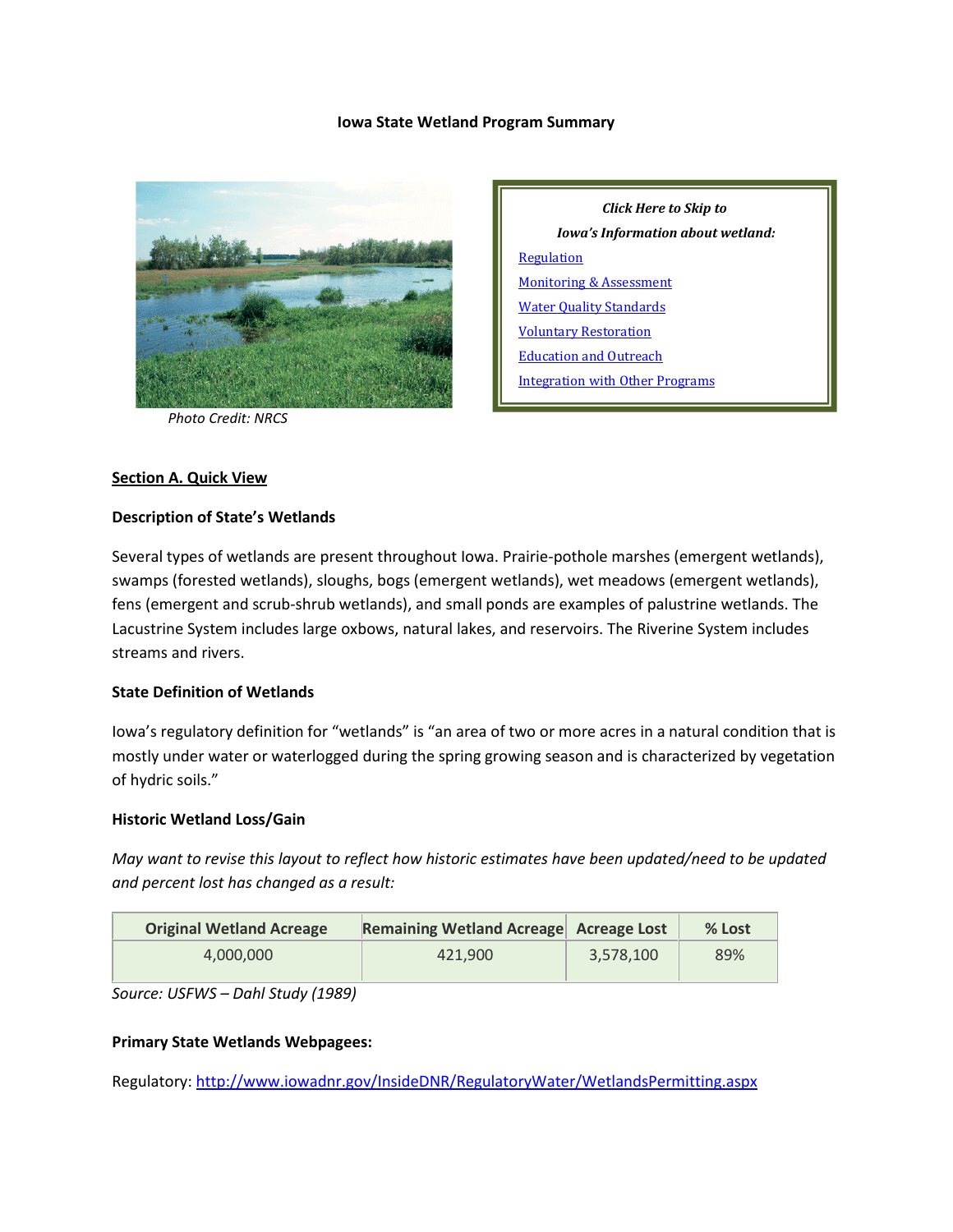**Iowa State Wetland Program Summary**

Photo Credit: NRCS

*Click Here to Skip to*

*Iowa's Information about wetland:*

Regulation

Monitoring & Assessment

Water Quality Standards

Voluntary Restoration

Education and Outreach

Integration with Other Programs

## Section A. Quick View

### Description of State's Wetlands

Several types of wetlands are present throughout Iowa. Prairie-pothole marshes (emergent wetlands), swamps (forested wetlands), sloughs, bogs (emergent wetlands), wet meadows (emergent wetlands), fens (emergent and scrub-shrub wetlands), and small ponds are examples of palustrine wetlands. The Lacustrine System includes large oxbows, natural lakes, and reservoirs. The Riverine System includes streams and rivers.

### State Definition of Wetlands

Iowa's regulatory definition for "wetlands" is "an area of two or more acres in a natural condition that is mostly under water or waterlogged during the spring growing season and is characterized by vegetation of hydric soils."

### Historic Wetland Loss/Gain

*May want to revise this layout to reflect how historic estimates have been updated/need to be updated and percent lost has changed as a result:*

| Original Wetland Acreage | Remaining Wetland Acreage | Acreage Lost | % Lost |
|---|---|---|---|
| 4,000,000 | 421,900 | 3,578,100 | 89% |

*Source: USFWS – Dahl Study (1989)*

### Primary State Wetlands Webpagees:

Regulatory: http://www.iowadnr.gov/InsideDNR/RegulatoryWater/WetlandsPermitting.aspx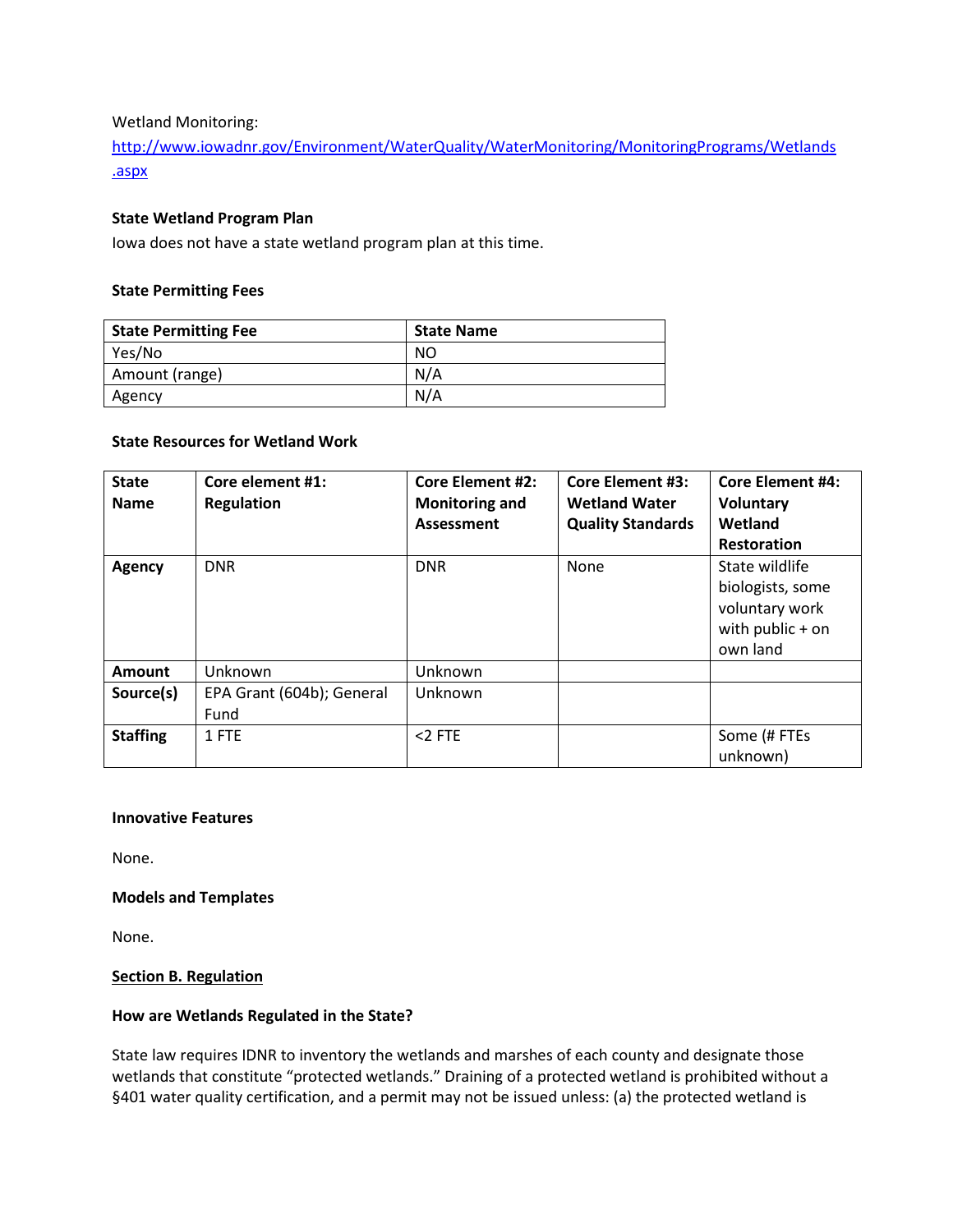Wetland Monitoring:
[http://www.iowadnr.gov/Environment/WaterQuality/WaterMonitoring/MonitoringPrograms/Wetlands.aspx](http://www.iowadnr.gov/Environment/WaterQuality/WaterMonitoring/MonitoringPrograms/Wetlands.aspx)

**State Wetland Program Plan**

Iowa does not have a state wetland program plan at this time.

**State Permitting Fees**

| State Permitting Fee | State Name |
|---|---|
| Yes/No | NO |
| Amount (range) | N/A |
| Agency | N/A |

**State Resources for Wetland Work**

| State Name | Core element #1: Regulation | Core Element #2: Monitoring and Assessment | Core Element #3: Wetland Water Quality Standards | Core Element #4: Voluntary Wetland Restoration |
|---|---|---|---|---|
| **Agency** | DNR | DNR | None | State wildlife biologists, some voluntary work with public + on own land |
| **Amount** | Unknown | Unknown | | |
| **Source(s)** | EPA Grant (604b); General Fund | Unknown | | |
| **Staffing** | 1 FTE | <2 FTE | | Some (# FTEs unknown) |

**Innovative Features**

None.

**Models and Templates**

None.

**<u>Section B. Regulation</u>**

**How are Wetlands Regulated in the State?**

State law requires IDNR to inventory the wetlands and marshes of each county and designate those wetlands that constitute "protected wetlands." Draining of a protected wetland is prohibited without a §401 water quality certification, and a permit may not be issued unless: (a) the protected wetland is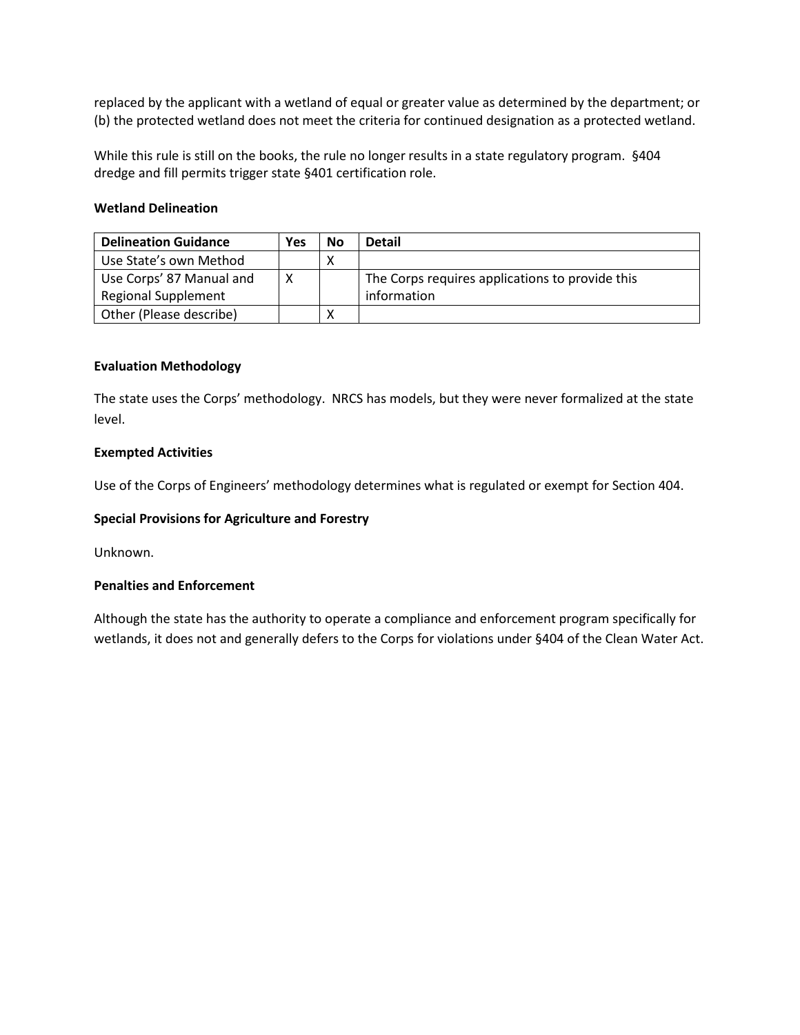replaced by the applicant with a wetland of equal or greater value as determined by the department; or (b) the protected wetland does not meet the criteria for continued designation as a protected wetland.

While this rule is still on the books, the rule no longer results in a state regulatory program. §404 dredge and fill permits trigger state §401 certification role.

**Wetland Delineation**

| Delineation Guidance | Yes | No | Detail |
|---|---|---|---|
| Use State's own Method | | X | |
| Use Corps' 87 Manual and Regional Supplement | X | | The Corps requires applications to provide this information |
| Other (Please describe) | | X | |

**Evaluation Methodology**

The state uses the Corps' methodology. NRCS has models, but they were never formalized at the state level.

**Exempted Activities**

Use of the Corps of Engineers' methodology determines what is regulated or exempt for Section 404.

**Special Provisions for Agriculture and Forestry**

Unknown.

**Penalties and Enforcement**

Although the state has the authority to operate a compliance and enforcement program specifically for wetlands, it does not and generally defers to the Corps for violations under §404 of the Clean Water Act.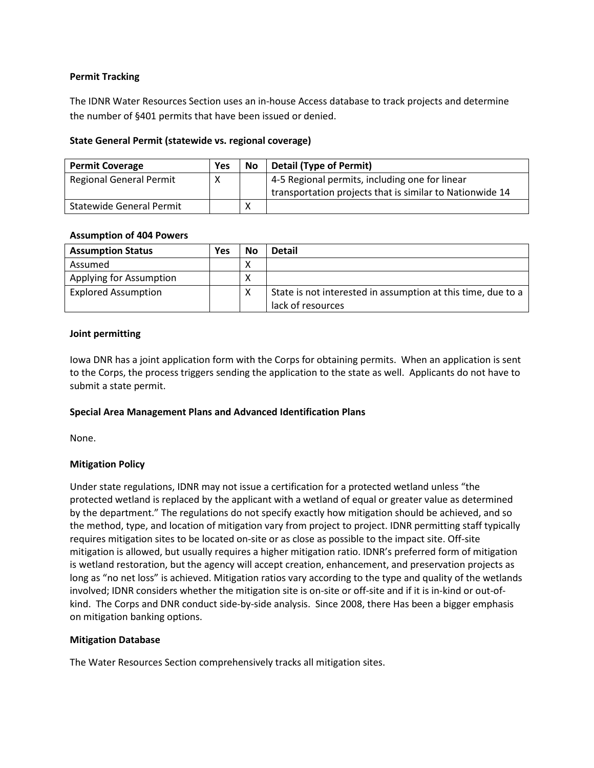**Permit Tracking**

The IDNR Water Resources Section uses an in-house Access database to track projects and determine the number of §401 permits that have been issued or denied.

**State General Permit (statewide vs. regional coverage)**

| Permit Coverage | Yes | No | Detail (Type of Permit) |
|---|---|---|---|
| Regional General Permit | X | | 4-5 Regional permits, including one for linear transportation projects that is similar to Nationwide 14 |
| Statewide General Permit | | X | |

**Assumption of 404 Powers**

| Assumption Status | Yes | No | Detail |
|---|---|---|---|
| Assumed | | X | |
| Applying for Assumption | | X | |
| Explored Assumption | | X | State is not interested in assumption at this time, due to a lack of resources |

**Joint permitting**

Iowa DNR has a joint application form with the Corps for obtaining permits. When an application is sent to the Corps, the process triggers sending the application to the state as well. Applicants do not have to submit a state permit.

**Special Area Management Plans and Advanced Identification Plans**

None.

**Mitigation Policy**

Under state regulations, IDNR may not issue a certification for a protected wetland unless "the protected wetland is replaced by the applicant with a wetland of equal or greater value as determined by the department." The regulations do not specify exactly how mitigation should be achieved, and so the method, type, and location of mitigation vary from project to project. IDNR permitting staff typically requires mitigation sites to be located on-site or as close as possible to the impact site. Off-site mitigation is allowed, but usually requires a higher mitigation ratio. IDNR's preferred form of mitigation is wetland restoration, but the agency will accept creation, enhancement, and preservation projects as long as "no net loss" is achieved. Mitigation ratios vary according to the type and quality of the wetlands involved; IDNR considers whether the mitigation site is on-site or off-site and if it is in-kind or out-of-kind. The Corps and DNR conduct side-by-side analysis. Since 2008, there Has been a bigger emphasis on mitigation banking options.

**Mitigation Database**

The Water Resources Section comprehensively tracks all mitigation sites.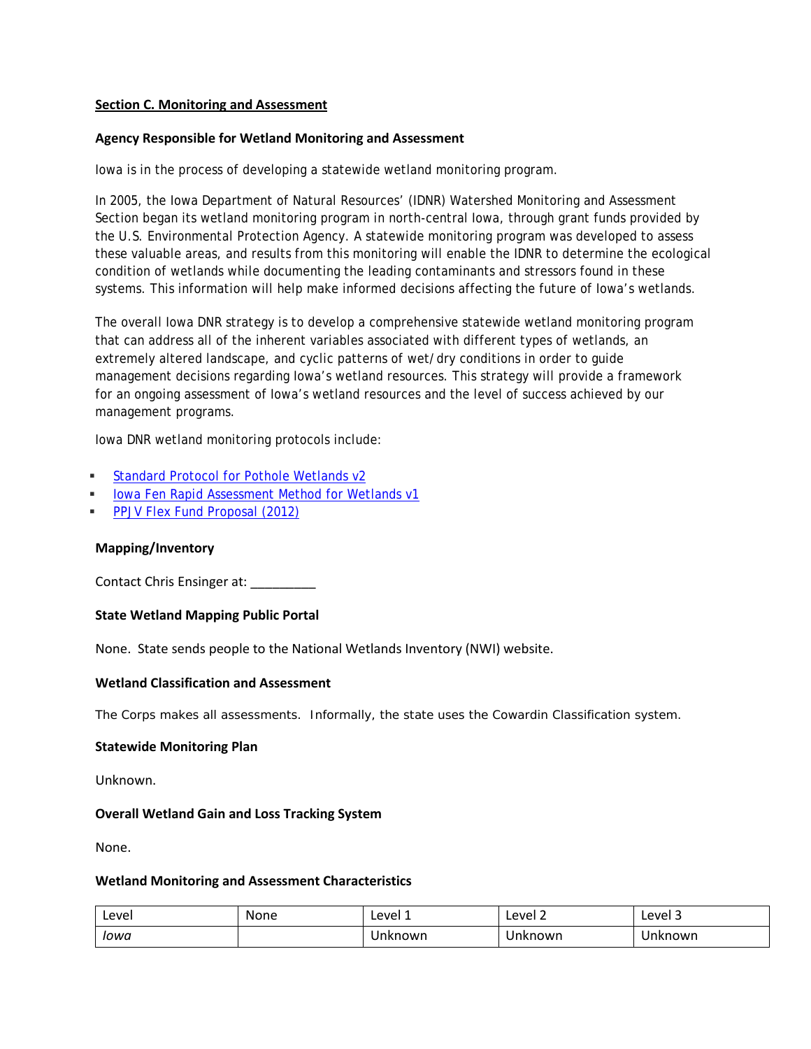## Section C. Monitoring and Assessment

### Agency Responsible for Wetland Monitoring and Assessment

Iowa is in the process of developing a statewide wetland monitoring program.

In 2005, the Iowa Department of Natural Resources' (IDNR) Watershed Monitoring and Assessment Section began its wetland monitoring program in north-central Iowa, through grant funds provided by the U.S. Environmental Protection Agency. A statewide monitoring program was developed to assess these valuable areas, and results from this monitoring will enable the IDNR to determine the ecological condition of wetlands while documenting the leading contaminants and stressors found in these systems. This information will help make informed decisions affecting the future of Iowa's wetlands.

The overall Iowa DNR strategy is to develop a comprehensive statewide wetland monitoring program that can address all of the inherent variables associated with different types of wetlands, an extremely altered landscape, and cyclic patterns of wet/dry conditions in order to guide management decisions regarding Iowa's wetland resources. This strategy will provide a framework for an ongoing assessment of Iowa's wetland resources and the level of success achieved by our management programs.

Iowa DNR wetland monitoring protocols include:

- Standard Protocol for Pothole Wetlands v2
- Iowa Fen Rapid Assessment Method for Wetlands v1
- PPJV Flex Fund Proposal (2012)

### Mapping/Inventory

Contact Chris Ensinger at: _________

### State Wetland Mapping Public Portal

None. State sends people to the National Wetlands Inventory (NWI) website.

### Wetland Classification and Assessment

The Corps makes all assessments. Informally, the state uses the Cowardin Classification system.

### Statewide Monitoring Plan

Unknown.

### Overall Wetland Gain and Loss Tracking System

None.

### Wetland Monitoring and Assessment Characteristics

| Level | None | Level 1 | Level 2 | Level 3 |
|---|---|---|---|---|
| *Iowa* | | Unknown | Unknown | Unknown |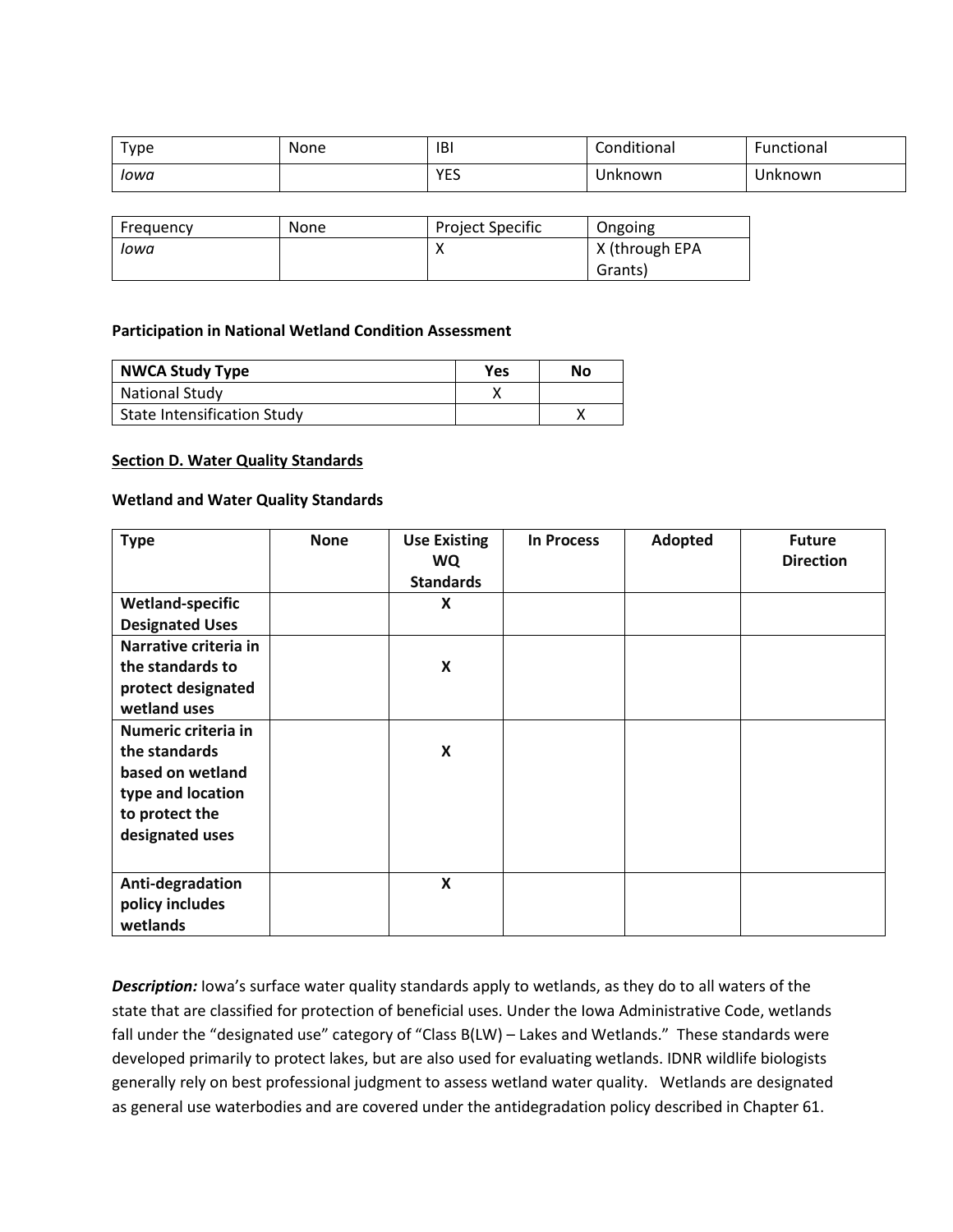| Type | None | IBI | Conditional | Functional |
|---|---|---|---|---|
| *Iowa* | | YES | Unknown | Unknown |

| Frequency | None | Project Specific | Ongoing |
|---|---|---|---|
| *Iowa* | | X | X (through EPA Grants) |

**Participation in National Wetland Condition Assessment**

| NWCA Study Type | Yes | No |
|---|---|---|
| National Study | X | |
| State Intensification Study | | X |

**Section D. Water Quality Standards**

**Wetland and Water Quality Standards**

| Type | None | Use Existing WQ Standards | In Process | Adopted | Future Direction |
|---|---|---|---|---|---|
| **Wetland-specific Designated Uses** | | **X** | | | |
| **Narrative criteria in the standards to protect designated wetland uses** | | **X** | | | |
| **Numeric criteria in the standards based on wetland type and location to protect the designated uses** | | **X** | | | |
| **Anti-degradation policy includes wetlands** | | **X** | | | |

***Description:*** Iowa's surface water quality standards apply to wetlands, as they do to all waters of the state that are classified for protection of beneficial uses. Under the Iowa Administrative Code, wetlands fall under the "designated use" category of "Class B(LW) – Lakes and Wetlands." These standards were developed primarily to protect lakes, but are also used for evaluating wetlands. IDNR wildlife biologists generally rely on best professional judgment to assess wetland water quality. Wetlands are designated as general use waterbodies and are covered under the antidegradation policy described in Chapter 61.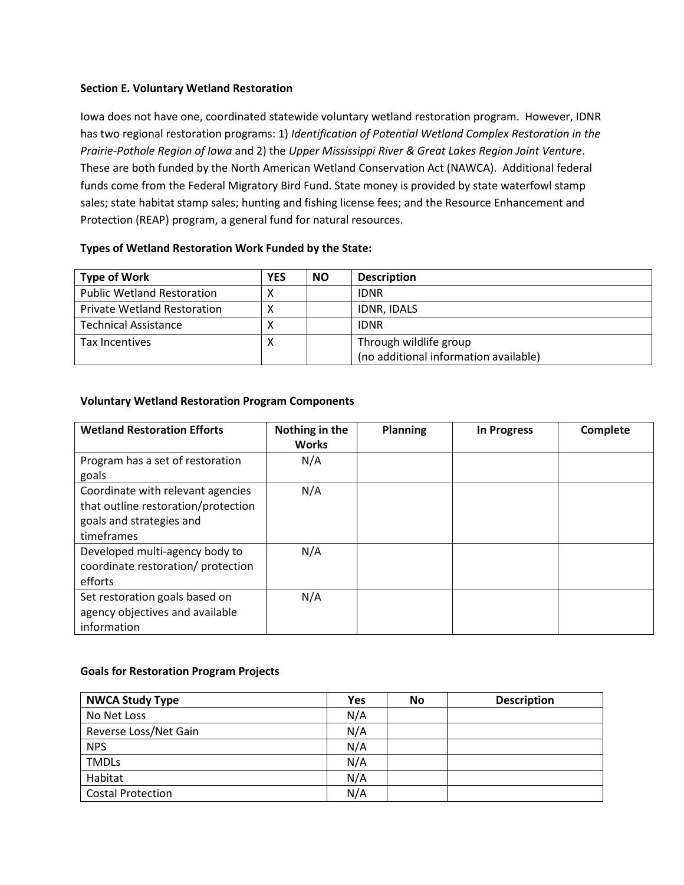### Section E. Voluntary Wetland Restoration

Iowa does not have one, coordinated statewide voluntary wetland restoration program. However, IDNR has two regional restoration programs: 1) *Identification of Potential Wetland Complex Restoration in the Prairie-Pothole Region of Iowa* and 2) the *Upper Mississippi River & Great Lakes Region Joint Venture*. These are both funded by the North American Wetland Conservation Act (NAWCA). Additional federal funds come from the Federal Migratory Bird Fund. State money is provided by state waterfowl stamp sales; state habitat stamp sales; hunting and fishing license fees; and the Resource Enhancement and Protection (REAP) program, a general fund for natural resources.

**Types of Wetland Restoration Work Funded by the State:**

| Type of Work | YES | NO | Description |
|---|---|---|---|
| Public Wetland Restoration | X | | IDNR |
| Private Wetland Restoration | X | | IDNR, IDALS |
| Technical Assistance | X | | IDNR |
| Tax Incentives | X | | Through wildlife group (no additional information available) |

**Voluntary Wetland Restoration Program Components**

| Wetland Restoration Efforts | Nothing in the Works | Planning | In Progress | Complete |
|---|---|---|---|---|
| Program has a set of restoration goals | N/A | | | |
| Coordinate with relevant agencies that outline restoration/protection goals and strategies and timeframes | N/A | | | |
| Developed multi-agency body to coordinate restoration/ protection efforts | N/A | | | |
| Set restoration goals based on agency objectives and available information | N/A | | | |

**Goals for Restoration Program Projects**

| NWCA Study Type | Yes | No | Description |
|---|---|---|---|
| No Net Loss | N/A | | |
| Reverse Loss/Net Gain | N/A | | |
| NPS | N/A | | |
| TMDLs | N/A | | |
| Habitat | N/A | | |
| Costal Protection | N/A | | |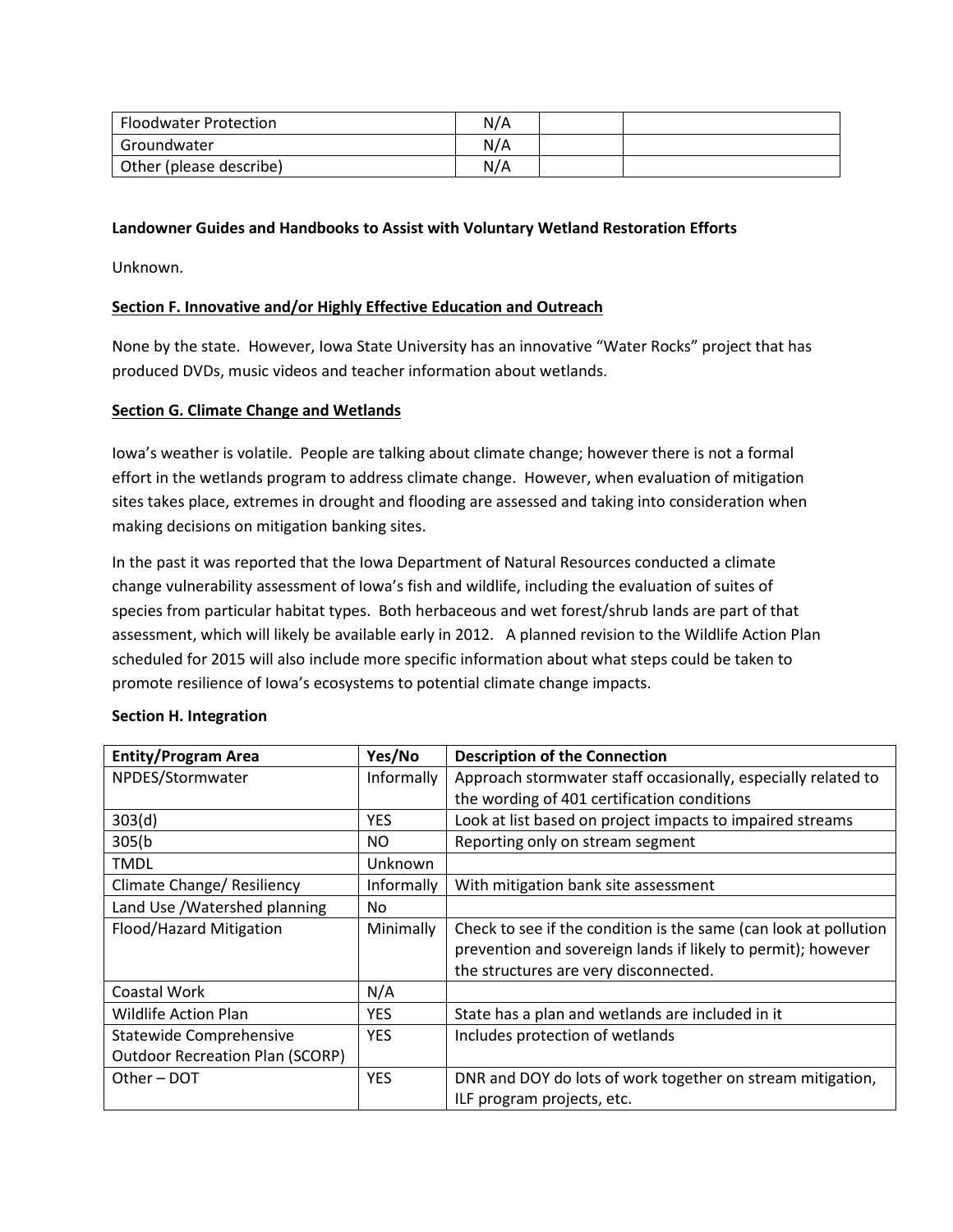| Floodwater Protection | N/A | | |
|---|---|---|---|
| Groundwater | N/A | | |
| Other (please describe) | N/A | | |

**Landowner Guides and Handbooks to Assist with Voluntary Wetland Restoration Efforts**

Unknown.

**Section F. Innovative and/or Highly Effective Education and Outreach**

None by the state. However, Iowa State University has an innovative "Water Rocks" project that has produced DVDs, music videos and teacher information about wetlands.

**Section G. Climate Change and Wetlands**

Iowa's weather is volatile. People are talking about climate change; however there is not a formal effort in the wetlands program to address climate change. However, when evaluation of mitigation sites takes place, extremes in drought and flooding are assessed and taking into consideration when making decisions on mitigation banking sites.

In the past it was reported that the Iowa Department of Natural Resources conducted a climate change vulnerability assessment of Iowa's fish and wildlife, including the evaluation of suites of species from particular habitat types. Both herbaceous and wet forest/shrub lands are part of that assessment, which will likely be available early in 2012. A planned revision to the Wildlife Action Plan scheduled for 2015 will also include more specific information about what steps could be taken to promote resilience of Iowa's ecosystems to potential climate change impacts.

**Section H. Integration**

| Entity/Program Area | Yes/No | Description of the Connection |
|---|---|---|
| NPDES/Stormwater | Informally | Approach stormwater staff occasionally, especially related to the wording of 401 certification conditions |
| 303(d) | YES | Look at list based on project impacts to impaired streams |
| 305(b | NO | Reporting only on stream segment |
| TMDL | Unknown | |
| Climate Change/ Resiliency | Informally | With mitigation bank site assessment |
| Land Use /Watershed planning | No | |
| Flood/Hazard Mitigation | Minimally | Check to see if the condition is the same (can look at pollution prevention and sovereign lands if likely to permit); however the structures are very disconnected. |
| Coastal Work | N/A | |
| Wildlife Action Plan | YES | State has a plan and wetlands are included in it |
| Statewide Comprehensive Outdoor Recreation Plan (SCORP) | YES | Includes protection of wetlands |
| Other – DOT | YES | DNR and DOY do lots of work together on stream mitigation, ILF program projects, etc. |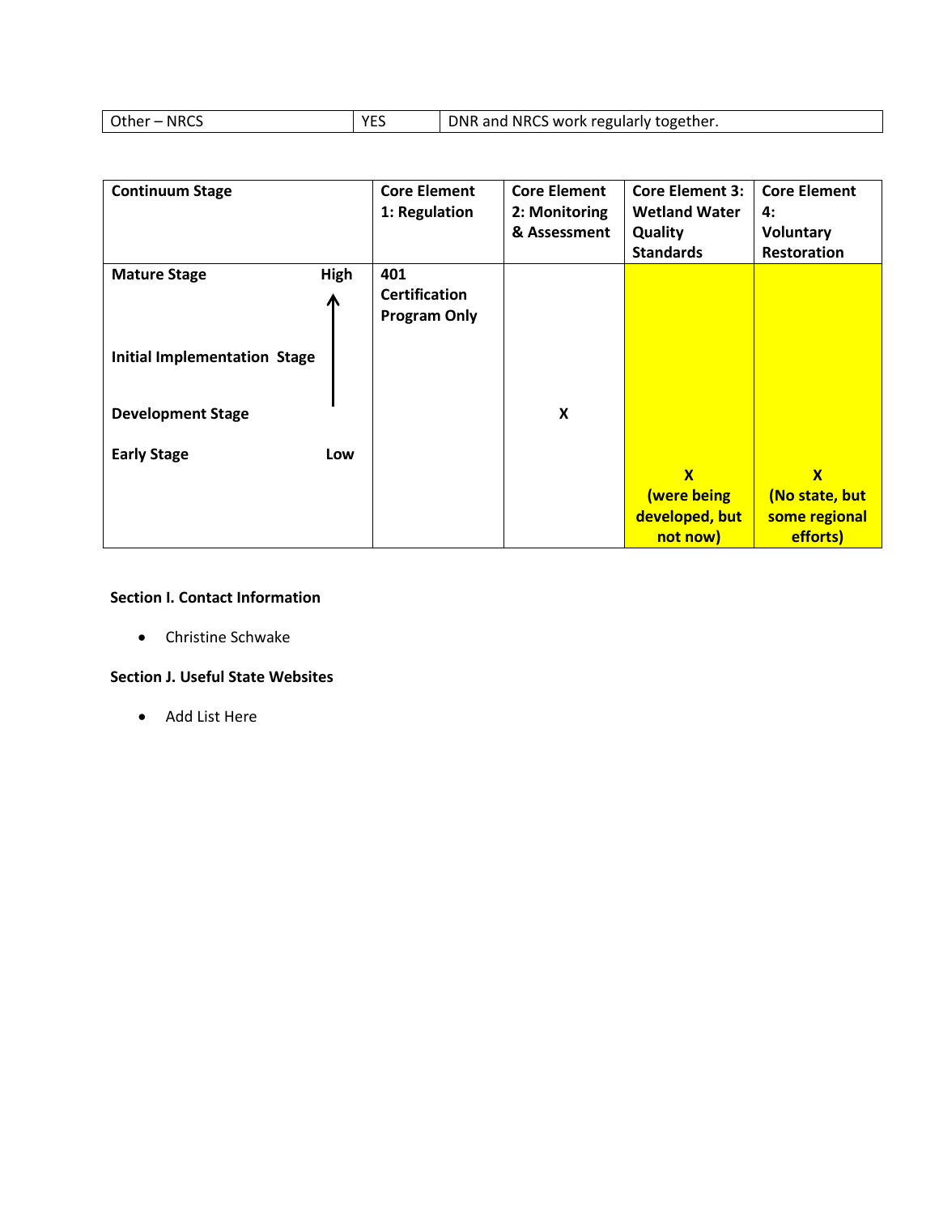| | | |
|---|---|---|
| Other – NRCS | YES | DNR and NRCS work regularly together. |

| Continuum Stage | | Core Element 1: Regulation | Core Element 2: Monitoring & Assessment | Core Element 3: Wetland Water Quality Standards | Core Element 4: Voluntary Restoration |
|---|---|---|---|---|---|
| **Mature Stage** | **High** ↑ | **401 Certification Program Only** | | | |
| **Initial Implementation Stage** | | | | | |
| **Development Stage** | | | **X** | | |
| **Early Stage** | **Low** | | | **X (were being developed, but not now)** | **X (No state, but some regional efforts)** |

**Section I. Contact Information**

- Christine Schwake

**Section J. Useful State Websites**

- Add List Here